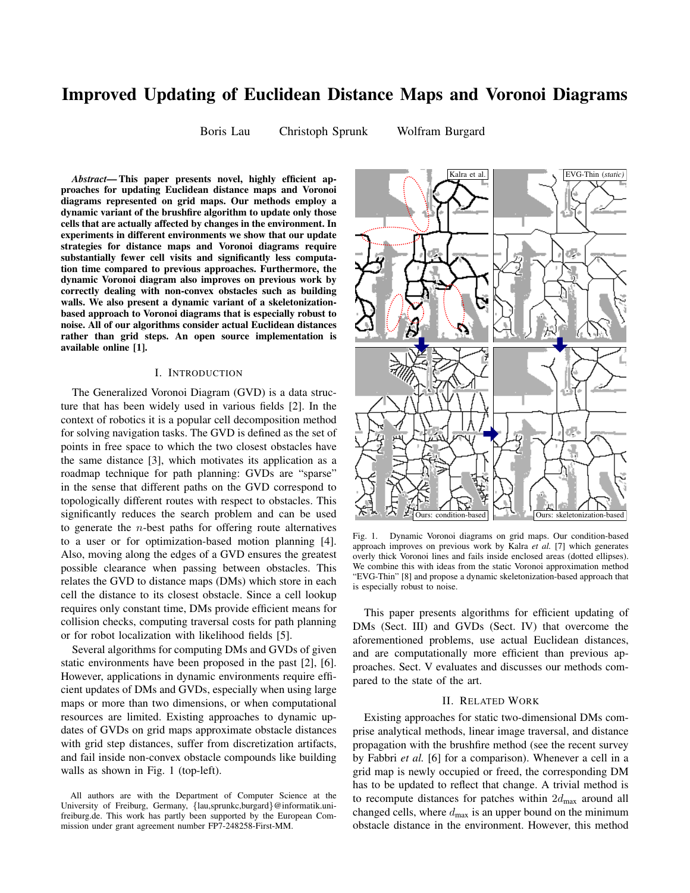# Improved Updating of Euclidean Distance Maps and Voronoi Diagrams

Boris Lau Christoph Sprunk Wolfram Burgard

***Abstract*— This paper presents novel, highly efficient approaches for updating Euclidean distance maps and Voronoi diagrams represented on grid maps. Our methods employ a dynamic variant of the brushfire algorithm to update only those cells that are actually affected by changes in the environment. In experiments in different environments we show that our update strategies for distance maps and Voronoi diagrams require substantially fewer cell visits and significantly less computation time compared to previous approaches. Furthermore, the dynamic Voronoi diagram also improves on previous work by correctly dealing with non-convex obstacles such as building walls. We also present a dynamic variant of a skeletonization-based approach to Voronoi diagrams that is especially robust to noise. All of our algorithms consider actual Euclidean distances rather than grid steps. An open source implementation is available online [1].**

## I. Introduction

The Generalized Voronoi Diagram (GVD) is a data structure that has been widely used in various fields [2]. In the context of robotics it is a popular cell decomposition method for solving navigation tasks. The GVD is defined as the set of points in free space to which the two closest obstacles have the same distance [3], which motivates its application as a roadmap technique for path planning: GVDs are "sparse" in the sense that different paths on the GVD correspond to topologically different routes with respect to obstacles. This significantly reduces the search problem and can be used to generate the $n$-best paths for offering route alternatives to a user or for optimization-based motion planning [4]. Also, moving along the edges of a GVD ensures the greatest possible clearance when passing between obstacles. This relates the GVD to distance maps (DMs) which store in each cell the distance to its closest obstacle. Since a cell lookup requires only constant time, DMs provide efficient means for collision checks, computing traversal costs for path planning or for robot localization with likelihood fields [5].

Several algorithms for computing DMs and GVDs of given static environments have been proposed in the past [2], [6]. However, applications in dynamic environments require efficient updates of DMs and GVDs, especially when using large maps or more than two dimensions, or when computational resources are limited. Existing approaches to dynamic updates of GVDs on grid maps approximate obstacle distances with grid step distances, suffer from discretization artifacts, and fail inside non-convex obstacle compounds like building walls as shown in Fig. 1 (top-left).

All authors are with the Department of Computer Science at the University of Freiburg, Germany, {lau,sprunkc,burgard}@informatik.uni-freiburg.de. This work has partly been supported by the European Commission under grant agreement number FP7-248258-First-MM.

Fig. 1. Dynamic Voronoi diagrams on grid maps. Our condition-based approach improves on previous work by Kalra *et al.* [7] which generates overly thick Voronoi lines and fails inside enclosed areas (dotted ellipses). We combine this with ideas from the static Voronoi approximation method "EVG-Thin" [8] and propose a dynamic skeletonization-based approach that is especially robust to noise.

This paper presents algorithms for efficient updating of DMs (Sect. III) and GVDs (Sect. IV) that overcome the aforementioned problems, use actual Euclidean distances, and are computationally more efficient than previous approaches. Sect. V evaluates and discusses our methods compared to the state of the art.

## II. Related Work

Existing approaches for static two-dimensional DMs comprise analytical methods, linear image traversal, and distance propagation with the brushfire method (see the recent survey by Fabbri *et al.* [6] for a comparison). Whenever a cell in a grid map is newly occupied or freed, the corresponding DM has to be updated to reflect that change. A trivial method is to recompute distances for patches within $2d_{\max}$ around all changed cells, where $d_{\max}$ is an upper bound on the minimum obstacle distance in the environment. However, this method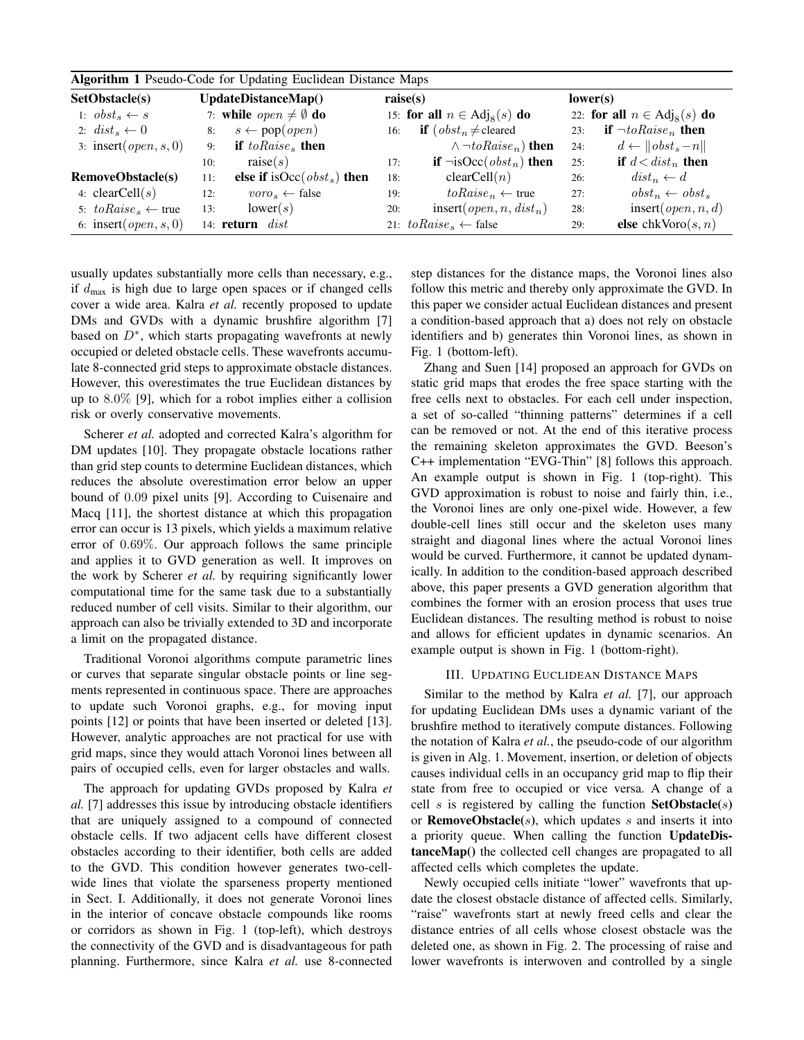**Algorithm 1** Pseudo-Code for Updating Euclidean Distance Maps

```
SetObstacle(s)
 1: obst_s ← s
 2: dist_s ← 0
 3: insert(open, s, 0)

RemoveObstacle(s)
 4: clearCell(s)
 5: toRaise_s ← true
 6: insert(open, s, 0)

UpdateDistanceMap()
 7: while open ≠ ∅ do
 8:   s ← pop(open)
 9:   if toRaise_s then
10:     raise(s)
11:   else if isOcc(obst_s) then
12:     voro_s ← false
13:     lower(s)
14: return dist

raise(s)
15: for all n ∈ Adj_8(s) do
16:   if (obst_n ≠ cleared
          ∧ ¬toRaise_n) then
17:     if ¬isOcc(obst_n) then
18:       clearCell(n)
19:       toRaise_n ← true
20:     insert(open, n, dist_n)
21: toRaise_s ← false

lower(s)
22: for all n ∈ Adj_8(s) do
23:   if ¬toRaise_n then
24:     d ← ||obst_s − n||
25:     if d < dist_n then
26:       dist_n ← d
27:       obst_n ← obst_s
28:       insert(open, n, d)
29:     else chkVoro(s, n)
```

usually updates substantially more cells than necessary, e.g., if $d_{\text{max}}$ is high due to large open spaces or if changed cells cover a wide area. Kalra *et al.* recently proposed to update DMs and GVDs with a dynamic brushfire algorithm [7] based on $D^*$, which starts propagating wavefronts at newly occupied or deleted obstacle cells. These wavefronts accumulate 8-connected grid steps to approximate obstacle distances. However, this overestimates the true Euclidean distances by up to $8.0\%$ [9], which for a robot implies either a collision risk or overly conservative movements.

Scherer *et al.* adopted and corrected Kalra's algorithm for DM updates [10]. They propagate obstacle locations rather than grid step counts to determine Euclidean distances, which reduces the absolute overestimation error below an upper bound of $0.09$ pixel units [9]. According to Cuisenaire and Macq [11], the shortest distance at which this propagation error can occur is 13 pixels, which yields a maximum relative error of $0.69\%$. Our approach follows the same principle and applies it to GVD generation as well. It improves on the work by Scherer *et al.* by requiring significantly lower computational time for the same task due to a substantially reduced number of cell visits. Similar to their algorithm, our approach can also be trivially extended to 3D and incorporate a limit on the propagated distance.

Traditional Voronoi algorithms compute parametric lines or curves that separate singular obstacle points or line segments represented in continuous space. There are approaches to update such Voronoi graphs, e.g., for moving input points [12] or points that have been inserted or deleted [13]. However, analytic approaches are not practical for use with grid maps, since they would attach Voronoi lines between all pairs of occupied cells, even for larger obstacles and walls.

The approach for updating GVDs proposed by Kalra *et al.* [7] addresses this issue by introducing obstacle identifiers that are uniquely assigned to a compound of connected obstacle cells. If two adjacent cells have different closest obstacles according to their identifier, both cells are added to the GVD. This condition however generates two-cell-wide lines that violate the sparseness property mentioned in Sect. I. Additionally, it does not generate Voronoi lines in the interior of concave obstacle compounds like rooms or corridors as shown in Fig. 1 (top-left), which destroys the connectivity of the GVD and is disadvantageous for path planning. Furthermore, since Kalra *et al.* use 8-connected step distances for the distance maps, the Voronoi lines also follow this metric and thereby only approximate the GVD. In this paper we consider actual Euclidean distances and present a condition-based approach that a) does not rely on obstacle identifiers and b) generates thin Voronoi lines, as shown in Fig. 1 (bottom-left).

Zhang and Suen [14] proposed an approach for GVDs on static grid maps that erodes the free space starting with the free cells next to obstacles. For each cell under inspection, a set of so-called "thinning patterns" determines if a cell can be removed or not. At the end of this iterative process the remaining skeleton approximates the GVD. Beeson's C++ implementation "EVG-Thin" [8] follows this approach. An example output is shown in Fig. 1 (top-right). This GVD approximation is robust to noise and fairly thin, i.e., the Voronoi lines are only one-pixel wide. However, a few double-cell lines still occur and the skeleton uses many straight and diagonal lines where the actual Voronoi lines would be curved. Furthermore, it cannot be updated dynamically. In addition to the condition-based approach described above, this paper presents a GVD generation algorithm that combines the former with an erosion process that uses true Euclidean distances. The resulting method is robust to noise and allows for efficient updates in dynamic scenarios. An example output is shown in Fig. 1 (bottom-right).

## III. Updating Euclidean Distance Maps

Similar to the method by Kalra *et al.* [7], our approach for updating Euclidean DMs uses a dynamic variant of the brushfire method to iteratively compute distances. Following the notation of Kalra *et al.*, the pseudo-code of our algorithm is given in Alg. 1. Movement, insertion, or deletion of objects causes individual cells in an occupancy grid map to flip their state from free to occupied or vice versa. A change of a cell $s$ is registered by calling the function **SetObstacle**($s$) or **RemoveObstacle**($s$), which updates $s$ and inserts it into a priority queue. When calling the function **UpdateDistanceMap()** the collected cell changes are propagated to all affected cells which completes the update.

Newly occupied cells initiate "lower" wavefronts that update the closest obstacle distance of affected cells. Similarly, "raise" wavefronts start at newly freed cells and clear the distance entries of all cells whose closest obstacle was the deleted one, as shown in Fig. 2. The processing of raise and lower wavefronts is interwoven and controlled by a single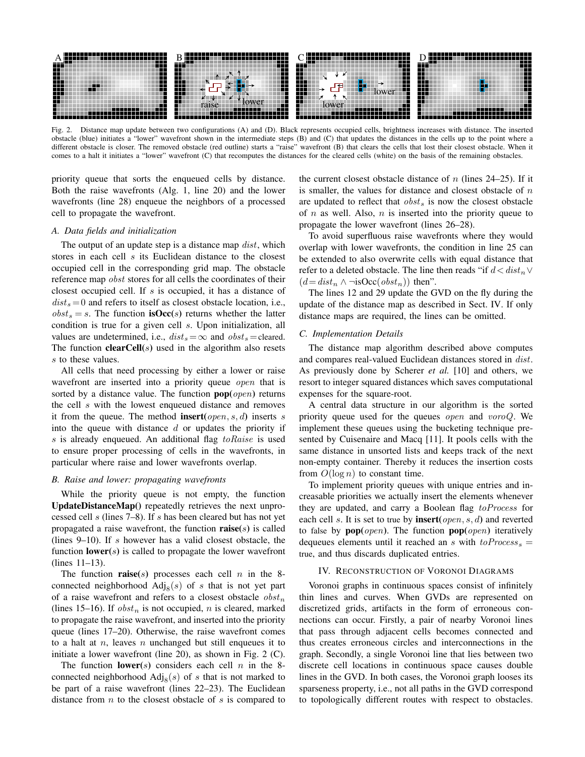Fig. 2. Distance map update between two configurations (A) and (D). Black represents occupied cells, brightness increases with distance. The inserted obstacle (blue) initiates a "lower" wavefront shown in the intermediate steps (B) and (C) that updates the distances in the cells up to the point where a different obstacle is closer. The removed obstacle (red outline) starts a "raise" wavefront (B) that clears the cells that lost their closest obstacle. When it comes to a halt it initiates a "lower" wavefront (C) that recomputes the distances for the cleared cells (white) on the basis of the remaining obstacles.

priority queue that sorts the enqueued cells by distance. Both the raise wavefronts (Alg. 1, line 20) and the lower wavefronts (line 28) enqueue the neighbors of a processed cell to propagate the wavefront.

### A. Data fields and initialization

The output of an update step is a distance map $dist$, which stores in each cell $s$ its Euclidean distance to the closest occupied cell in the corresponding grid map. The obstacle reference map $obst$ stores for all cells the coordinates of their closest occupied cell. If $s$ is occupied, it has a distance of $dist_s = 0$ and refers to itself as closest obstacle location, i.e., $obst_s = s$. The function **isOcc(**$s$**)** returns whether the latter condition is true for a given cell $s$. Upon initialization, all values are undetermined, i.e., $dist_s = \infty$ and $obst_s = \text{cleared}$. The function **clearCell(**$s$**)** used in the algorithm also resets $s$ to these values.

All cells that need processing by either a lower or raise wavefront are inserted into a priority queue $open$ that is sorted by a distance value. The function **pop(**$open$**)** returns the cell $s$ with the lowest enqueued distance and removes it from the queue. The method **insert(**$open, s, d$**)** inserts $s$ into the queue with distance $d$ or updates the priority if $s$ is already enqueued. An additional flag $toRaise$ is used to ensure proper processing of cells in the wavefronts, in particular where raise and lower wavefronts overlap.

### B. Raise and lower: propagating wavefronts

While the priority queue is not empty, the function **UpdateDistanceMap()** repeatedly retrieves the next unprocessed cell $s$ (lines 7–8). If $s$ has been cleared but has not yet propagated a raise wavefront, the function **raise(**$s$**)** is called (lines 9–10). If $s$ however has a valid closest obstacle, the function **lower(**$s$**)** is called to propagate the lower wavefront (lines 11–13).

The function **raise(**$s$**)** processes each cell $n$ in the 8-connected neighborhood $\text{Adj}_8(s)$ of $s$ that is not yet part of a raise wavefront and refers to a closest obstacle $obst_n$ (lines 15–16). If $obst_n$ is not occupied, $n$ is cleared, marked to propagate the raise wavefront, and inserted into the priority queue (lines 17–20). Otherwise, the raise wavefront comes to a halt at $n$, leaves $n$ unchanged but still enqueues it to initiate a lower wavefront (line 20), as shown in Fig. 2 (C).

The function **lower(**$s$**)** considers each cell $n$ in the 8-connected neighborhood $\text{Adj}_8(s)$ of $s$ that is not marked to be part of a raise wavefront (lines 22–23). The Euclidean distance from $n$ to the closest obstacle of $s$ is compared to the current closest obstacle distance of $n$ (lines 24–25). If it is smaller, the values for distance and closest obstacle of $n$ are updated to reflect that $obst_s$ is now the closest obstacle of $n$ as well. Also, $n$ is inserted into the priority queue to propagate the lower wavefront (lines 26–28).

To avoid superfluous raise wavefronts where they would overlap with lower wavefronts, the condition in line 25 can be extended to also overwrite cells with equal distance that refer to a deleted obstacle. The line then reads "if $d < dist_n \vee (d = dist_n \wedge \neg\text{isOcc}(obst_n))$ then".

The lines 12 and 29 update the GVD on the fly during the update of the distance map as described in Sect. IV. If only distance maps are required, the lines can be omitted.

### C. Implementation Details

The distance map algorithm described above computes and compares real-valued Euclidean distances stored in $dist$. As previously done by Scherer *et al.* [10] and others, we resort to integer squared distances which saves computational expenses for the square-root.

A central data structure in our algorithm is the sorted priority queue used for the queues $open$ and $voroQ$. We implement these queues using the bucketing technique presented by Cuisenaire and Macq [11]. It pools cells with the same distance in unsorted lists and keeps track of the next non-empty container. Thereby it reduces the insertion costs from $O(\log n)$ to constant time.

To implement priority queues with unique entries and increasable priorities we actually insert the elements whenever they are updated, and carry a Boolean flag $toProcess$ for each cell $s$. It is set to true by **insert(**$open, s, d$**)** and reverted to false by **pop(**$open$**)**. The function **pop(**$open$**)** iteratively dequeues elements until it reached an $s$ with $toProcess_s =$ true, and thus discards duplicated entries.

## IV. Reconstruction of Voronoi Diagrams

Voronoi graphs in continuous spaces consist of infinitely thin lines and curves. When GVDs are represented on discretized grids, artifacts in the form of erroneous connections can occur. Firstly, a pair of nearby Voronoi lines that pass through adjacent cells becomes connected and thus creates erroneous circles and interconnections in the graph. Secondly, a single Voronoi line that lies between two discrete cell locations in continuous space causes double lines in the GVD. In both cases, the Voronoi graph looses its sparseness property, i.e., not all paths in the GVD correspond to topologically different routes with respect to obstacles.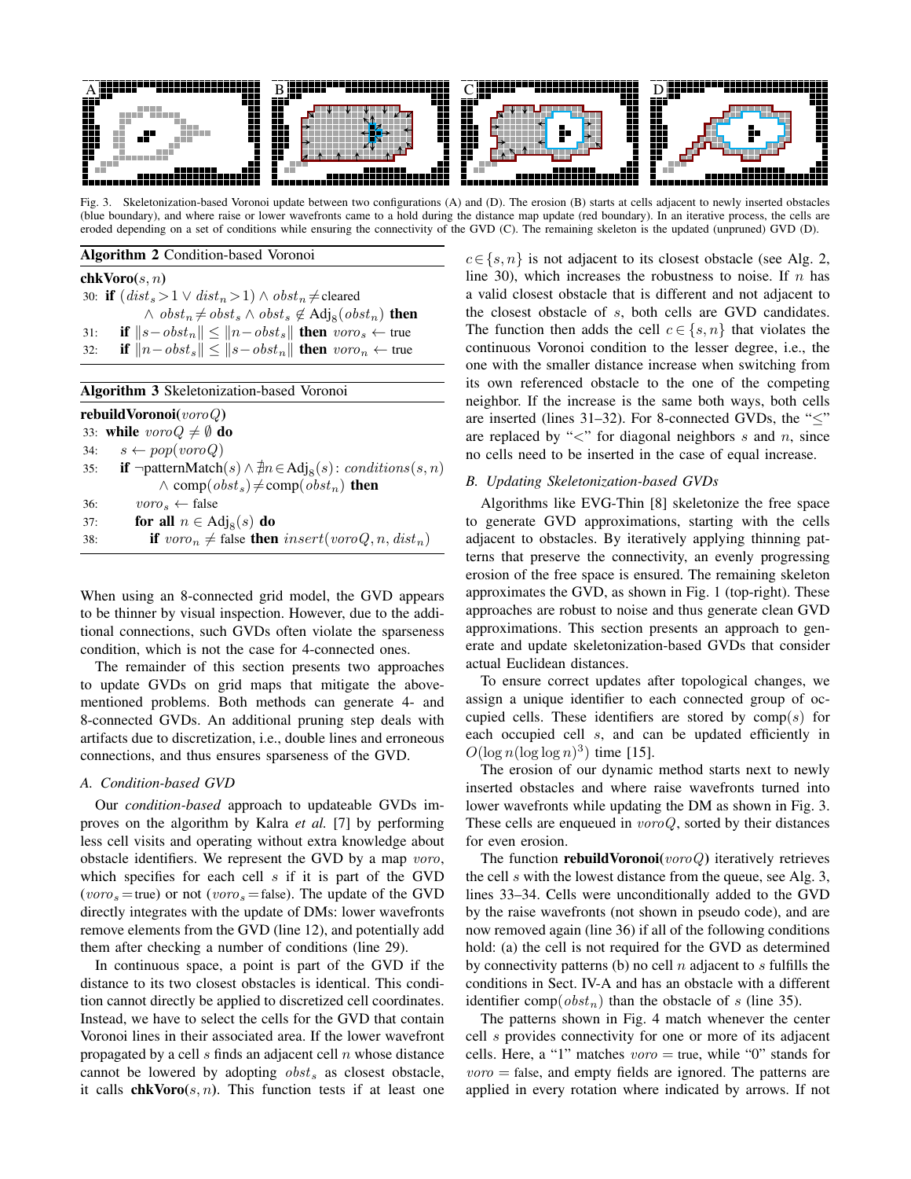Fig. 3. Skeletonization-based Voronoi update between two configurations (A) and (D). The erosion (B) starts at cells adjacent to newly inserted obstacles (blue boundary), and where raise or lower wavefronts came to a hold during the distance map update (red boundary). In an iterative process, the cells are eroded depending on a set of conditions while ensuring the connectivity of the GVD (C). The remaining skeleton is the updated (unpruned) GVD (D).

**Algorithm 2** Condition-based Voronoi

**chkVoro**($s, n$)

30: **if** $(dist_s > 1 \vee dist_n > 1) \wedge obst_n \neq \text{cleared}$
$\qquad \wedge\ obst_n \neq obst_s \wedge obst_s \notin \text{Adj}_8(obst_n)$ **then**

31: $\quad$ **if** $\|s - obst_n\| \leq \|n - obst_s\|$ **then** $voro_s \leftarrow \text{true}$

32: $\quad$ **if** $\|n - obst_s\| \leq \|s - obst_n\|$ **then** $voro_n \leftarrow \text{true}$

**Algorithm 3** Skeletonization-based Voronoi

**rebuildVoronoi**($vor oQ$)

33: **while** $voroQ \neq \emptyset$ **do**

34: $\quad s \leftarrow pop(voroQ)$

35: $\quad$ **if** $\neg\text{patternMatch}(s) \wedge \nexists n \in \text{Adj}_8(s): conditions(s, n)$
$\qquad \wedge\ \text{comp}(obst_s) \neq \text{comp}(obst_n)$ **then**

36: $\qquad voro_s \leftarrow \text{false}$

37: $\qquad$ **for all** $n \in \text{Adj}_8(s)$ **do**

38: $\qquad\quad$ **if** $voro_n \neq \text{false}$ **then** $insert(voroQ, n, dist_n)$

When using an 8-connected grid model, the GVD appears to be thinner by visual inspection. However, due to the additional connections, such GVDs often violate the sparseness condition, which is not the case for 4-connected ones.

The remainder of this section presents two approaches to update GVDs on grid maps that mitigate the above-mentioned problems. Both methods can generate 4- and 8-connected GVDs. An additional pruning step deals with artifacts due to discretization, i.e., double lines and erroneous connections, and thus ensures sparseness of the GVD.

### A. Condition-based GVD

Our *condition-based* approach to updateable GVDs improves on the algorithm by Kalra *et al.* [7] by performing less cell visits and operating without extra knowledge about obstacle identifiers. We represent the GVD by a map $voro$, which specifies for each cell $s$ if it is part of the GVD ($voro_s = \text{true}$) or not ($voro_s = \text{false}$). The update of the GVD directly integrates with the update of DMs: lower wavefronts remove elements from the GVD (line 12), and potentially add them after checking a number of conditions (line 29).

In continuous space, a point is part of the GVD if the distance to its two closest obstacles is identical. This condition cannot directly be applied to discretized cell coordinates. Instead, we have to select the cells for the GVD that contain Voronoi lines in their associated area. If the lower wavefront propagated by a cell $s$ finds an adjacent cell $n$ whose distance cannot be lowered by adopting $obst_s$ as closest obstacle, it calls **chkVoro**($s, n$). This function tests if at least one $c \in \{s, n\}$ is not adjacent to its closest obstacle (see Alg. 2, line 30), which increases the robustness to noise. If $n$ has a valid closest obstacle that is different and not adjacent to the closest obstacle of $s$, both cells are GVD candidates. The function then adds the cell $c \in \{s, n\}$ that violates the continuous Voronoi condition to the lesser degree, i.e., the one with the smaller distance increase when switching from its own referenced obstacle to the one of the competing neighbor. If the increase is the same both ways, both cells are inserted (lines 31–32). For 8-connected GVDs, the "$\leq$" are replaced by "$<$" for diagonal neighbors $s$ and $n$, since no cells need to be inserted in the case of equal increase.

### B. Updating Skeletonization-based GVDs

Algorithms like EVG-Thin [8] skeletonize the free space to generate GVD approximations, starting with the cells adjacent to obstacles. By iteratively applying thinning patterns that preserve the connectivity, an evenly progressing erosion of the free space is ensured. The remaining skeleton approximates the GVD, as shown in Fig. 1 (top-right). These approaches are robust to noise and thus generate clean GVD approximations. This section presents an approach to generate and update skeletonization-based GVDs that consider actual Euclidean distances.

To ensure correct updates after topological changes, we assign a unique identifier to each connected group of occupied cells. These identifiers are stored by $\text{comp}(s)$ for each occupied cell $s$, and can be updated efficiently in $O(\log n (\log \log n)^3)$ time [15].

The erosion of our dynamic method starts next to newly inserted obstacles and where raise wavefronts turned into lower wavefronts while updating the DM as shown in Fig. 3. These cells are enqueued in $voroQ$, sorted by their distances for even erosion.

The function **rebuildVoronoi**($voroQ$) iteratively retrieves the cell $s$ with the lowest distance from the queue, see Alg. 3, lines 33–34. Cells were unconditionally added to the GVD by the raise wavefronts (not shown in pseudo code), and are now removed again (line 36) if all of the following conditions hold: (a) the cell is not required for the GVD as determined by connectivity patterns (b) no cell $n$ adjacent to $s$ fulfills the conditions in Sect. IV-A and has an obstacle with a different identifier $\text{comp}(obst_n)$ than the obstacle of $s$ (line 35).

The patterns shown in Fig. 4 match whenever the center cell $s$ provides connectivity for one or more of its adjacent cells. Here, a "1" matches $voro = \text{true}$, while "0" stands for $voro = \text{false}$, and empty fields are ignored. The patterns are applied in every rotation where indicated by arrows. If not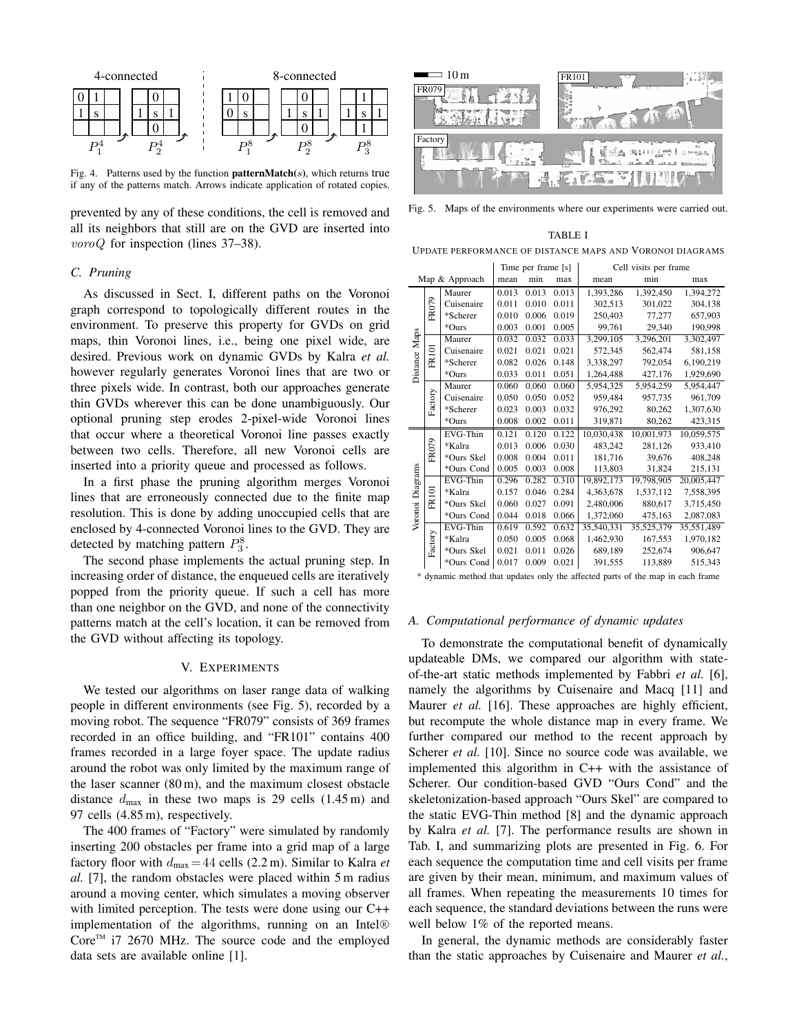Fig. 4. Patterns used by the function **patternMatch**($s$), which returns true if any of the patterns match. Arrows indicate application of rotated copies.

prevented by any of these conditions, the cell is removed and all its neighbors that still are on the GVD are inserted into $voroQ$ for inspection (lines 37–38).

### C. Pruning

As discussed in Sect. I, different paths on the Voronoi graph correspond to topologically different routes in the environment. To preserve this property for GVDs on grid maps, thin Voronoi lines, i.e., being one pixel wide, are desired. Previous work on dynamic GVDs by Kalra *et al.* however regularly generates Voronoi lines that are two or three pixels wide. In contrast, both our approaches generate thin GVDs wherever this can be done unambiguously. Our optional pruning step erodes 2-pixel-wide Voronoi lines that occur where a theoretical Voronoi line passes exactly between two cells. Therefore, all new Voronoi cells are inserted into a priority queue and processed as follows.

In a first phase the pruning algorithm merges Voronoi lines that are erroneously connected due to the finite map resolution. This is done by adding unoccupied cells that are enclosed by 4-connected Voronoi lines to the GVD. They are detected by matching pattern $P_3^8$.

The second phase implements the actual pruning step. In increasing order of distance, the enqueued cells are iteratively popped from the priority queue. If such a cell has more than one neighbor on the GVD, and none of the connectivity patterns match at the cell's location, it can be removed from the GVD without affecting its topology.

## V. Experiments

We tested our algorithms on laser range data of walking people in different environments (see Fig. 5), recorded by a moving robot. The sequence "FR079" consists of 369 frames recorded in an office building, and "FR101" contains 400 frames recorded in a large foyer space. The update radius around the robot was only limited by the maximum range of the laser scanner (80 m), and the maximum closest obstacle distance $d_{\max}$ in these two maps is 29 cells (1.45 m) and 97 cells (4.85 m), respectively.

The 400 frames of "Factory" were simulated by randomly inserting 200 obstacles per frame into a grid map of a large factory floor with $d_{\max} = 44$ cells (2.2 m). Similar to Kalra *et al.* [7], the random obstacles were placed within 5 m radius around a moving center, which simulates a moving observer with limited perception. The tests were done using our C++ implementation of the algorithms, running on an Intel® Core™ i7 2670 MHz. The source code and the employed data sets are available online [1].

Fig. 5. Maps of the environments where our experiments were carried out.

TABLE I

Update performance of distance maps and Voronoi diagrams

| Map & Approach | | | Time per frame [s] | | | Cell visits per frame | | |
|---|---|---|---|---|---|---|---|---|
| | | | mean | min | max | mean | min | max |
| Distance Maps | FR079 | Maurer | 0.013 | 0.013 | 0.013 | 1,393,286 | 1,392,450 | 1,394,272 |
| | | Cuisenaire | 0.011 | 0.010 | 0.011 | 302,513 | 301,022 | 304,138 |
| | | *Scherer | 0.010 | 0.006 | 0.019 | 250,403 | 77,277 | 657,903 |
| | | *Ours | 0.003 | 0.001 | 0.005 | 99,761 | 29,340 | 190,998 |
| | FR101 | Maurer | 0.032 | 0.032 | 0.033 | 3,299,105 | 3,296,201 | 3,302,497 |
| | | Cuisenaire | 0.021 | 0.021 | 0.021 | 572,345 | 562,474 | 581,158 |
| | | *Scherer | 0.082 | 0.026 | 0.148 | 3,338,297 | 792,054 | 6,190,219 |
| | | *Ours | 0.033 | 0.011 | 0.051 | 1,264,488 | 427,176 | 1,929,690 |
| | Factory | Maurer | 0.060 | 0.060 | 0.060 | 5,954,325 | 5,954,259 | 5,954,447 |
| | | Cuisenaire | 0.050 | 0.050 | 0.052 | 959,484 | 957,735 | 961,709 |
| | | *Scherer | 0.023 | 0.003 | 0.032 | 976,292 | 80,262 | 1,307,630 |
| | | *Ours | 0.008 | 0.002 | 0.011 | 319,871 | 80,262 | 423,315 |
| Voronoi Diagrams | FR079 | EVG-Thin | 0.121 | 0.120 | 0.122 | 10,030,438 | 10,001,973 | 10,059,575 |
| | | *Kalra | 0.013 | 0.006 | 0.030 | 483,242 | 281,126 | 933,410 |
| | | *Ours Skel | 0.008 | 0.004 | 0.011 | 181,716 | 39,676 | 408,248 |
| | | *Ours Cond | 0.005 | 0.003 | 0.008 | 113,803 | 31,824 | 215,131 |
| | FR101 | EVG-Thin | 0.296 | 0.282 | 0.310 | 19,892,173 | 19,798,905 | 20,005,447 |
| | | *Kalra | 0.157 | 0.046 | 0.284 | 4,363,678 | 1,537,112 | 7,558,395 |
| | | *Ours Skel | 0.060 | 0.027 | 0.091 | 2,480,006 | 880,617 | 3,715,450 |
| | | *Ours Cond | 0.044 | 0.018 | 0.066 | 1,372,060 | 475,163 | 2,087,083 |
| | Factory | EVG-Thin | 0.619 | 0.592 | 0.632 | 35,540,331 | 35,525,379 | 35,551,489 |
| | | *Kalra | 0.050 | 0.005 | 0.068 | 1,462,930 | 167,553 | 1,970,182 |
| | | *Ours Skel | 0.021 | 0.011 | 0.026 | 689,189 | 252,674 | 906,647 |
| | | *Ours Cond | 0.017 | 0.009 | 0.021 | 391,555 | 113,889 | 515,343 |

\* dynamic method that updates only the affected parts of the map in each frame

### A. Computational performance of dynamic updates

To demonstrate the computational benefit of dynamically updateable DMs, we compared our algorithm with state-of-the-art static methods implemented by Fabbri *et al.* [6], namely the algorithms by Cuisenaire and Macq [11] and Maurer *et al.* [16]. These approaches are highly efficient, but recompute the whole distance map in every frame. We further compared our method to the recent approach by Scherer *et al.* [10]. Since no source code was available, we implemented this algorithm in C++ with the assistance of Scherer. Our condition-based GVD "Ours Cond" and the skeletonization-based approach "Ours Skel" are compared to the static EVG-Thin method [8] and the dynamic approach by Kalra *et al.* [7]. The performance results are shown in Tab. I, and summarizing plots are presented in Fig. 6. For each sequence the computation time and cell visits per frame are given by their mean, minimum, and maximum values of all frames. When repeating the measurements 10 times for each sequence, the standard deviations between the runs were well below 1% of the reported means.

In general, the dynamic methods are considerably faster than the static approaches by Cuisenaire and Maurer *et al.*,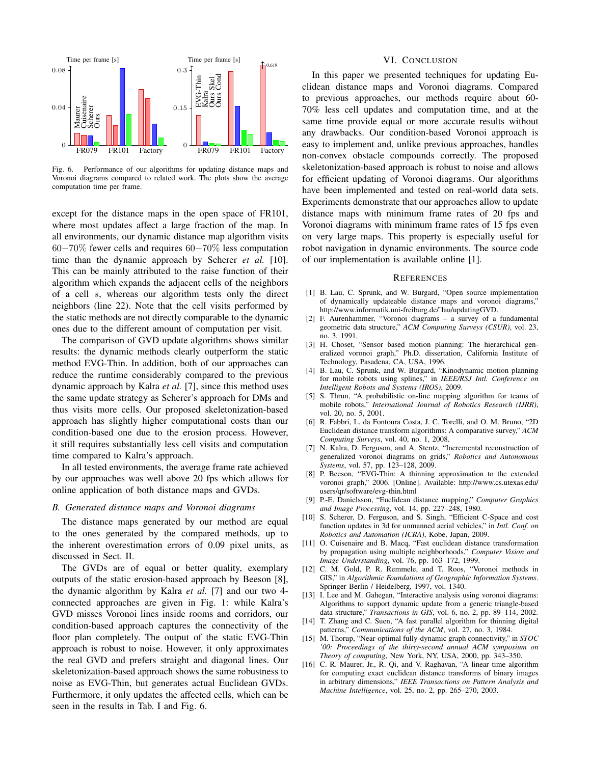Time per frame [s]

0.08

0.04

0

Maurer Cuisenaire Scherer Ours

FR079 FR101 Factory

Time per frame [s]

0.3

0.15

0

0.619

EVG-Thin Kalra Ours Skel Ours Cond

FR079 FR101 Factory

Fig. 6. Performance of our algorithms for updating distance maps and Voronoi diagrams compared to related work. The plots show the average computation time per frame.

except for the distance maps in the open space of FR101, where most updates affect a large fraction of the map. In all environments, our dynamic distance map algorithm visits $60-70\%$ fewer cells and requires $60-70\%$ less computation time than the dynamic approach by Scherer *et al.* [10]. This can be mainly attributed to the raise function of their algorithm which expands the adjacent cells of the neighbors of a cell $s$, whereas our algorithm tests only the direct neighbors (line 22). Note that the cell visits performed by the static methods are not directly comparable to the dynamic ones due to the different amount of computation per visit.

The comparison of GVD update algorithms shows similar results: the dynamic methods clearly outperform the static method EVG-Thin. In addition, both of our approaches can reduce the runtime considerably compared to the previous dynamic approach by Kalra *et al.* [7], since this method uses the same update strategy as Scherer's approach for DMs and thus visits more cells. Our proposed skeletonization-based approach has slightly higher computational costs than our condition-based one due to the erosion process. However, it still requires substantially less cell visits and computation time compared to Kalra's approach.

In all tested environments, the average frame rate achieved by our approaches was well above 20 fps which allows for online application of both distance maps and GVDs.

### *B. Generated distance maps and Voronoi diagrams*

The distance maps generated by our method are equal to the ones generated by the compared methods, up to the inherent overestimation errors of 0.09 pixel units, as discussed in Sect. II.

The GVDs are of equal or better quality, exemplary outputs of the static erosion-based approach by Beeson [8], the dynamic algorithm by Kalra *et al.* [7] and our two 4-connected approaches are given in Fig. 1: while Kalra's GVD misses Voronoi lines inside rooms and corridors, our condition-based approach captures the connectivity of the floor plan completely. The output of the static EVG-Thin approach is robust to noise. However, it only approximates the real GVD and prefers straight and diagonal lines. Our skeletonization-based approach shows the same robustness to noise as EVG-Thin, but generates actual Euclidean GVDs. Furthermore, it only updates the affected cells, which can be seen in the results in Tab. I and Fig. 6.

## VI. Conclusion

In this paper we presented techniques for updating Euclidean distance maps and Voronoi diagrams. Compared to previous approaches, our methods require about 60-70% less cell updates and computation time, and at the same time provide equal or more accurate results without any drawbacks. Our condition-based Voronoi approach is easy to implement and, unlike previous approaches, handles non-convex obstacle compounds correctly. The proposed skeletonization-based approach is robust to noise and allows for efficient updating of Voronoi diagrams. Our algorithms have been implemented and tested on real-world data sets. Experiments demonstrate that our approaches allow to update distance maps with minimum frame rates of 20 fps and Voronoi diagrams with minimum frame rates of 15 fps even on very large maps. This property is especially useful for robot navigation in dynamic environments. The source code of our implementation is available online [1].

## References

[1] B. Lau, C. Sprunk, and W. Burgard, "Open source implementation of dynamically updateable distance maps and voronoi diagrams," http://www.informatik.uni-freiburg.de/˜lau/updatingGVD.

[2] F. Aurenhammer, "Voronoi diagrams – a survey of a fundamental geometric data structure," *ACM Computing Surveys (CSUR)*, vol. 23, no. 3, 1991.

[3] H. Choset, "Sensor based motion planning: The hierarchical generalized voronoi graph," Ph.D. dissertation, California Institute of Technology, Pasadena, CA, USA, 1996.

[4] B. Lau, C. Sprunk, and W. Burgard, "Kinodynamic motion planning for mobile robots using splines," in *IEEE/RSJ Intl. Conference on Intelligent Robots and Systems (IROS)*, 2009.

[5] S. Thrun, "A probabilistic on-line mapping algorithm for teams of mobile robots," *International Journal of Robotics Research (IJRR)*, vol. 20, no. 5, 2001.

[6] R. Fabbri, L. da Fontoura Costa, J. C. Torelli, and O. M. Bruno, "2D Euclidean distance transform algorithms: A comparative survey," *ACM Computing Surveys*, vol. 40, no. 1, 2008.

[7] N. Kalra, D. Ferguson, and A. Stentz, "Incremental reconstruction of generalized voronoi diagrams on grids," *Robotics and Autonomous Systems*, vol. 57, pp. 123–128, 2009.

[8] P. Beeson, "EVG-Thin: A thinning approximation to the extended voronoi graph," 2006. [Online]. Available: http://www.cs.utexas.edu/users/qr/software/evg-thin.html

[9] P.-E. Danielsson, "Euclidean distance mapping," *Computer Graphics and Image Processing*, vol. 14, pp. 227–248, 1980.

[10] S. Scherer, D. Ferguson, and S. Singh, "Efficient C-Space and cost function updates in 3d for unmanned aerial vehicles," in *Intl. Conf. on Robotics and Automation (ICRA)*, Kobe, Japan, 2009.

[11] O. Cuisenaire and B. Macq, "Fast euclidean distance transformation by propagation using multiple neighborhoods," *Computer Vision and Image Understanding*, vol. 76, pp. 163–172, 1999.

[12] C. M. Gold, P. R. Remmele, and T. Roos, "Voronoi methods in GIS," in *Algorithmic Foundations of Geographic Information Systems*. Springer Berlin / Heidelberg, 1997, vol. 1340.

[13] I. Lee and M. Gahegan, "Interactive analysis using voronoi diagrams: Algorithms to support dynamic update from a generic triangle-based data structure," *Transactions in GIS*, vol. 6, no. 2, pp. 89–114, 2002.

[14] T. Zhang and C. Suen, "A fast parallel algorithm for thinning digital patterns," *Communications of the ACM*, vol. 27, no. 3, 1984.

[15] M. Thorup, "Near-optimal fully-dynamic graph connectivity," in *STOC '00: Proceedings of the thirty-second annual ACM symposium on Theory of computing*, New York, NY, USA, 2000, pp. 343–350.

[16] C. R. Maurer, Jr., R. Qi, and V. Raghavan, "A linear time algorithm for computing exact euclidean distance transforms of binary images in arbitrary dimensions," *IEEE Transactions on Pattern Analysis and Machine Intelligence*, vol. 25, no. 2, pp. 265–270, 2003.